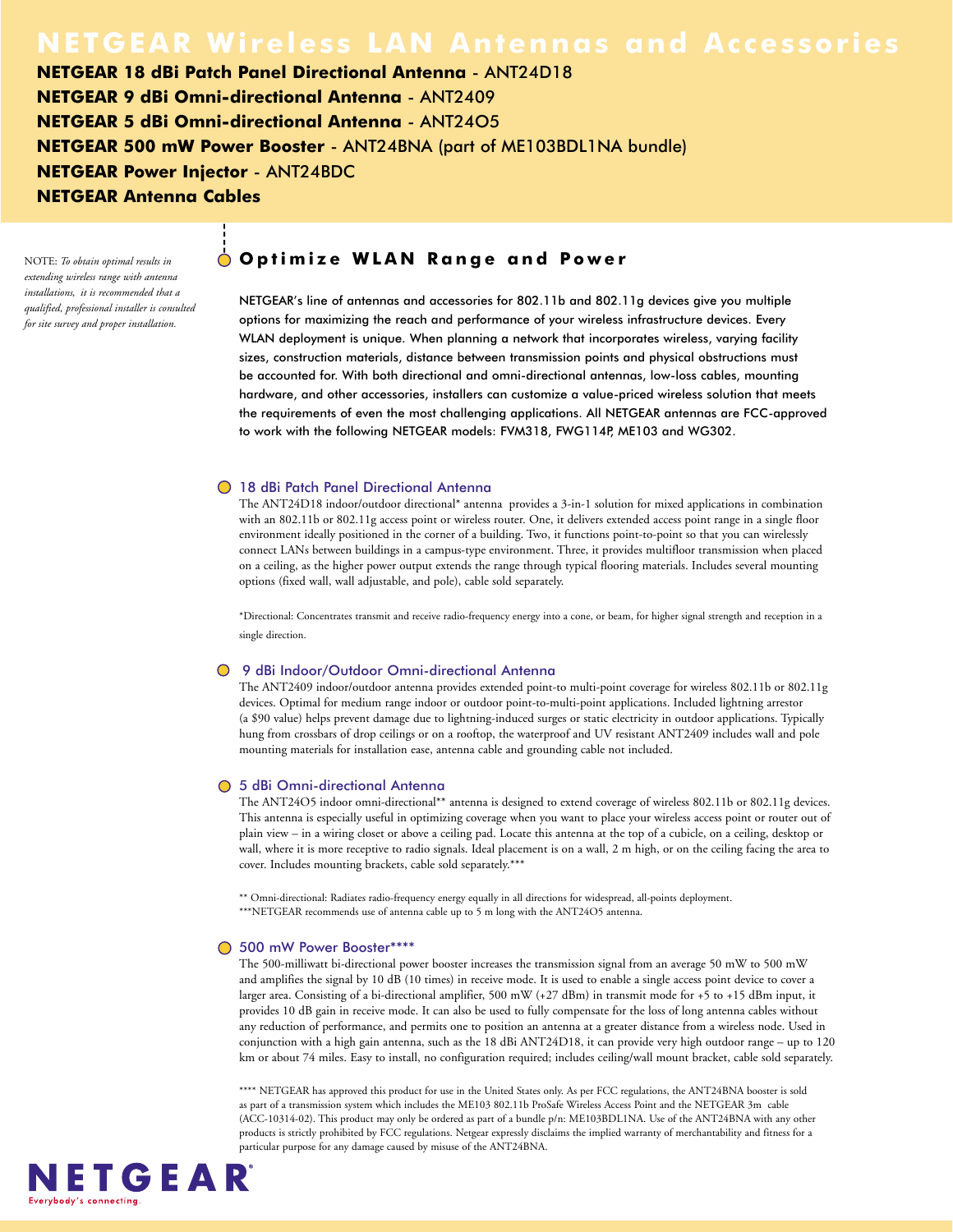# NETGEAR Wireless LAN Antennas and Accessories

**NETGEAR 18 dBi Patch Panel Directional Antenna** - ANT24D18
**NETGEAR 9 dBi Omni-directional Antenna** - ANT2409
**NETGEAR 5 dBi Omni-directional Antenna** - ANT24O5
**NETGEAR 500 mW Power Booster** - ANT24BNA (part of ME103BDL1NA bundle)
**NETGEAR Power Injector** - ANT24BDC
**NETGEAR Antenna Cables**

NOTE: *To obtain optimal results in extending wireless range with antenna installations, it is recommended that a qualified, professional installer is consulted for site survey and proper installation.*

## Optimize WLAN Range and Power

NETGEAR's line of antennas and accessories for 802.11b and 802.11g devices give you multiple options for maximizing the reach and performance of your wireless infrastructure devices. Every WLAN deployment is unique. When planning a network that incorporates wireless, varying facility sizes, construction materials, distance between transmission points and physical obstructions must be accounted for. With both directional and omni-directional antennas, low-loss cables, mounting hardware, and other accessories, installers can customize a value-priced wireless solution that meets the requirements of even the most challenging applications. All NETGEAR antennas are FCC-approved to work with the following NETGEAR models: FVM318, FWG114P, ME103 and WG302.

### 18 dBi Patch Panel Directional Antenna

The ANT24D18 indoor/outdoor directional* antenna provides a 3-in-1 solution for mixed applications in combination with an 802.11b or 802.11g access point or wireless router. One, it delivers extended access point range in a single floor environment ideally positioned in the corner of a building. Two, it functions point-to-point so that you can wirelessly connect LANs between buildings in a campus-type environment. Three, it provides multifloor transmission when placed on a ceiling, as the higher power output extends the range through typical flooring materials. Includes several mounting options (fixed wall, wall adjustable, and pole), cable sold separately.

*Directional: Concentrates transmit and receive radio-frequency energy into a cone, or beam, for higher signal strength and reception in a single direction.

### 9 dBi Indoor/Outdoor Omni-directional Antenna

The ANT2409 indoor/outdoor antenna provides extended point-to multi-point coverage for wireless 802.11b or 802.11g devices. Optimal for medium range indoor or outdoor point-to-multi-point applications. Included lightning arrestor (a $90 value) helps prevent damage due to lightning-induced surges or static electricity in outdoor applications. Typically hung from crossbars of drop ceilings or on a rooftop, the waterproof and UV resistant ANT2409 includes wall and pole mounting materials for installation ease, antenna cable and grounding cable not included.

### 5 dBi Omni-directional Antenna

The ANT24O5 indoor omni-directional** antenna is designed to extend coverage of wireless 802.11b or 802.11g devices. This antenna is especially useful in optimizing coverage when you want to place your wireless access point or router out of plain view – in a wiring closet or above a ceiling pad. Locate this antenna at the top of a cubicle, on a ceiling, desktop or wall, where it is more receptive to radio signals. Ideal placement is on a wall, 2 m high, or on the ceiling facing the area to cover. Includes mounting brackets, cable sold separately.***

** Omni-directional: Radiates radio-frequency energy equally in all directions for widespread, all-points deployment.
***NETGEAR recommends use of antenna cable up to 5 m long with the ANT24O5 antenna.

### 500 mW Power Booster****

The 500-milliwatt bi-directional power booster increases the transmission signal from an average 50 mW to 500 mW and amplifies the signal by 10 dB (10 times) in receive mode. It is used to enable a single access point device to cover a larger area. Consisting of a bi-directional amplifier, 500 mW (+27 dBm) in transmit mode for +5 to +15 dBm input, it provides 10 dB gain in receive mode. It can also be used to fully compensate for the loss of long antenna cables without any reduction of performance, and permits one to position an antenna at a greater distance from a wireless node. Used in conjunction with a high gain antenna, such as the 18 dBi ANT24D18, it can provide very high outdoor range – up to 120 km or about 74 miles. Easy to install, no configuration required; includes ceiling/wall mount bracket, cable sold separately.

**** NETGEAR has approved this product for use in the United States only. As per FCC regulations, the ANT24BNA booster is sold as part of a transmission system which includes the ME103 802.11b ProSafe Wireless Access Point and the NETGEAR 3m cable (ACC-10314-02). This product may only be ordered as part of a bundle p/n: ME103BDL1NA. Use of the ANT24BNA with any other products is strictly prohibited by FCC regulations. Netgear expressly disclaims the implied warranty of merchantability and fitness for a particular purpose for any damage caused by misuse of the ANT24BNA.

NETGEAR
Everybody's connecting.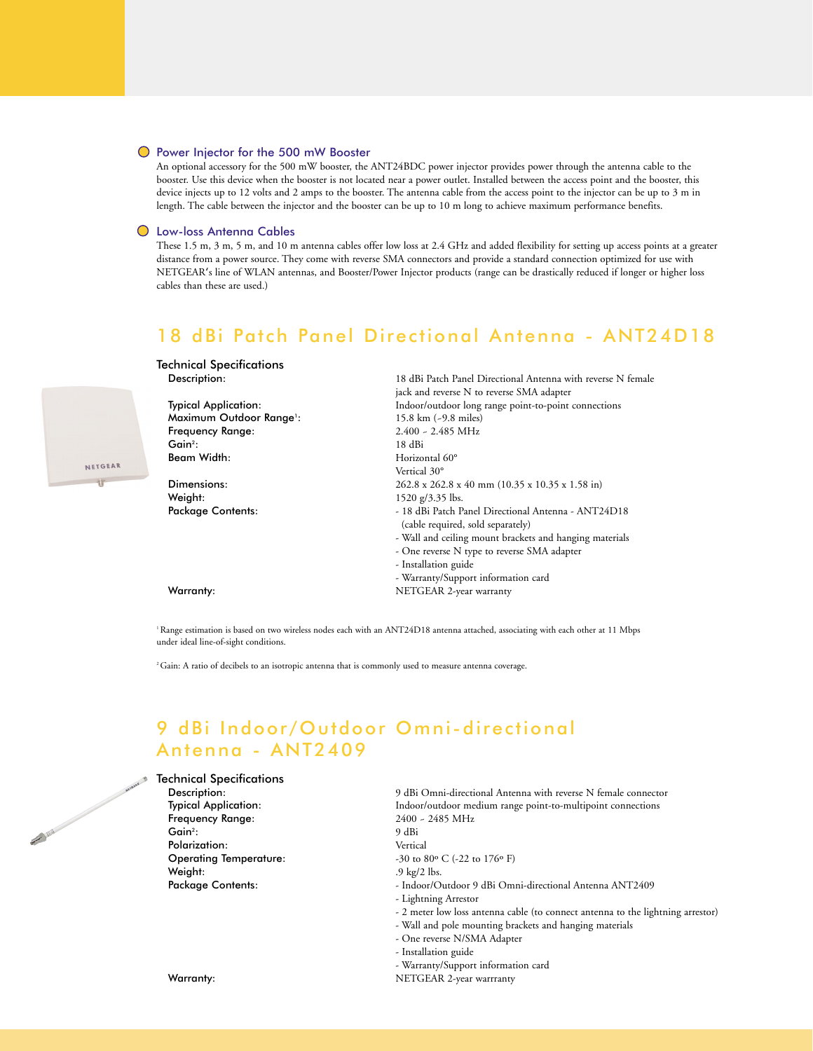### Power Injector for the 500 mW Booster

An optional accessory for the 500 mW booster, the ANT24BDC power injector provides power through the antenna cable to the booster. Use this device when the booster is not located near a power outlet. Installed between the access point and the booster, this device injects up to 12 volts and 2 amps to the booster. The antenna cable from the access point to the injector can be up to 3 m in length. The cable between the injector and the booster can be up to 10 m long to achieve maximum performance benefits.

### Low-loss Antenna Cables

These 1.5 m, 3 m, 5 m, and 10 m antenna cables offer low loss at 2.4 GHz and added flexibility for setting up access points at a greater distance from a power source. They come with reverse SMA connectors and provide a standard connection optimized for use with NETGEAR's line of WLAN antennas, and Booster/Power Injector products (range can be drastically reduced if longer or higher loss cables than these are used.)

## 18 dBi Patch Panel Directional Antenna - ANT24D18

### Technical Specifications

| | |
|---|---|
| Description: | 18 dBi Patch Panel Directional Antenna with reverse N female jack and reverse N to reverse SMA adapter |
| Typical Application: | Indoor/outdoor long range point-to-point connections |
| Maximum Outdoor Range[1]: | 15.8 km (~9.8 miles) |
| Frequency Range: | 2.400 ~ 2.485 MHz |
| Gain[2]: | 18 dBi |
| Beam Width: | Horizontal 60° <br> Vertical 30° |
| Dimensions: | 262.8 x 262.8 x 40 mm (10.35 x 10.35 x 1.58 in) |
| Weight: | 1520 g/3.35 lbs. |
| Package Contents: | - 18 dBi Patch Panel Directional Antenna - ANT24D18 (cable required, sold separately) <br> - Wall and ceiling mount brackets and hanging materials <br> - One reverse N type to reverse SMA adapter <br> - Installation guide <br> - Warranty/Support information card |
| Warranty: | NETGEAR 2-year warranty |

[1] Range estimation is based on two wireless nodes each with an ANT24D18 antenna attached, associating with each other at 11 Mbps under ideal line-of-sight conditions.

[2] Gain: A ratio of decibels to an isotropic antenna that is commonly used to measure antenna coverage.

## 9 dBi Indoor/Outdoor Omni-directional Antenna - ANT2409

### Technical Specifications

| | |
|---|---|
| Description: | 9 dBi Omni-directional Antenna with reverse N female connector |
| Typical Application: | Indoor/outdoor medium range point-to-multipoint connections |
| Frequency Range: | 2400 ~ 2485 MHz |
| Gain[2]: | 9 dBi |
| Polarization: | Vertical |
| Operating Temperature: | -30 to 80º C (-22 to 176º F) |
| Weight: | .9 kg/2 lbs. |
| Package Contents: | - Indoor/Outdoor 9 dBi Omni-directional Antenna ANT2409 <br> - Lightning Arrestor <br> - 2 meter low loss antenna cable (to connect antenna to the lightning arrestor) <br> - Wall and pole mounting brackets and hanging materials <br> - One reverse N/SMA Adapter <br> - Installation guide <br> - Warranty/Support information card |
| Warranty: | NETGEAR 2-year warrranty |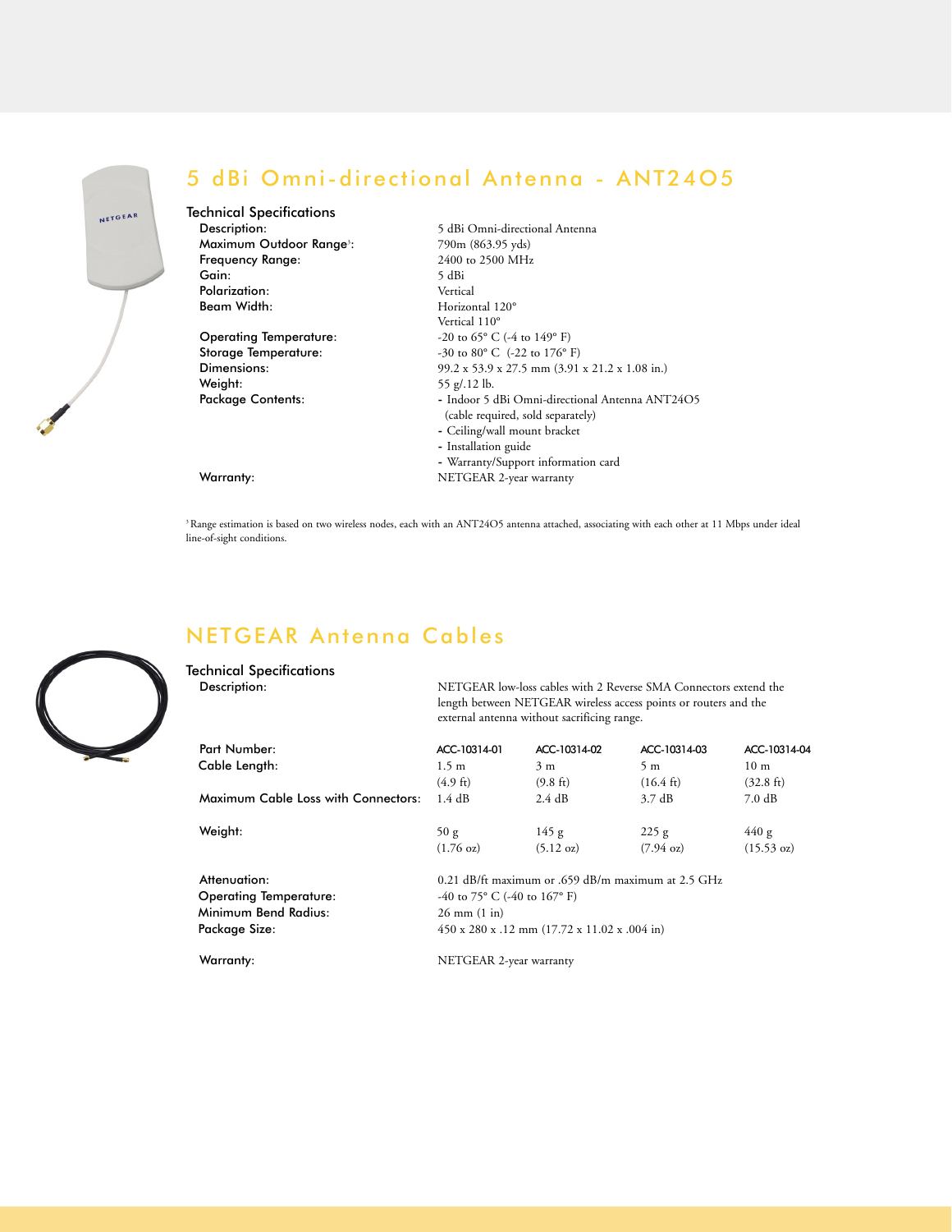# 5 dBi Omni-directional Antenna - ANT24O5

## Technical Specifications

| | |
|---|---|
| Description: | 5 dBi Omni-directional Antenna |
| Maximum Outdoor Range[3]: | 790m (863.95 yds) |
| Frequency Range: | 2400 to 2500 MHz |
| Gain: | 5 dBi |
| Polarization: | Vertical |
| Beam Width: | Horizontal 120°<br>Vertical 110° |
| Operating Temperature: | -20 to 65° C (-4 to 149° F) |
| Storage Temperature: | -30 to 80° C (-22 to 176° F) |
| Dimensions: | 99.2 x 53.9 x 27.5 mm (3.91 x 21.2 x 1.08 in.) |
| Weight: | 55 g/.12 lb. |
| Package Contents: | - Indoor 5 dBi Omni-directional Antenna ANT24O5 (cable required, sold separately)<br>- Ceiling/wall mount bracket<br>- Installation guide<br>- Warranty/Support information card |
| Warranty: | NETGEAR 2-year warranty |

[3] Range estimation is based on two wireless nodes, each with an ANT24O5 antenna attached, associating with each other at 11 Mbps under ideal line-of-sight conditions.

# NETGEAR Antenna Cables

## Technical Specifications

Description: NETGEAR low-loss cables with 2 Reverse SMA Connectors extend the length between NETGEAR wireless access points or routers and the external antenna without sacrificing range.

| Part Number: | ACC-10314-01 | ACC-10314-02 | ACC-10314-03 | ACC-10314-04 |
|---|---|---|---|---|
| Cable Length: | 1.5 m (4.9 ft) | 3 m (9.8 ft) | 5 m (16.4 ft) | 10 m (32.8 ft) |
| Maximum Cable Loss with Connectors: | 1.4 dB | 2.4 dB | 3.7 dB | 7.0 dB |
| Weight: | 50 g (1.76 oz) | 145 g (5.12 oz) | 225 g (7.94 oz) | 440 g (15.53 oz) |

| | |
|---|---|
| Attenuation: | 0.21 dB/ft maximum or .659 dB/m maximum at 2.5 GHz |
| Operating Temperature: | -40 to 75° C (-40 to 167° F) |
| Minimum Bend Radius: | 26 mm (1 in) |
| Package Size: | 450 x 280 x .12 mm (17.72 x 11.02 x .004 in) |
| Warranty: | NETGEAR 2-year warranty |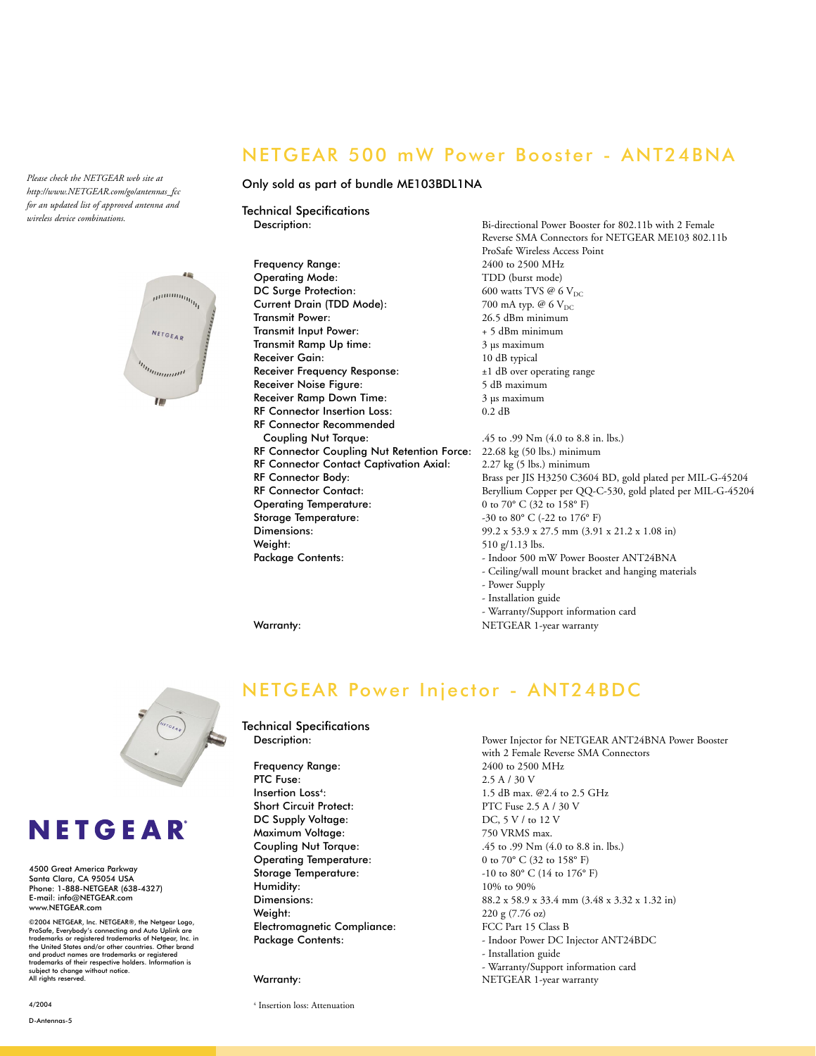*Please check the NETGEAR web site at http://www.NETGEAR.com/go/antennas_fcc for an updated list of approved antenna and wireless device combinations.*

# NETGEAR 500 mW Power Booster - ANT24BNA

Only sold as part of bundle ME103BDL1NA

## Technical Specifications

| | |
|---|---|
| Description: | Bi-directional Power Booster for 802.11b with 2 Female Reverse SMA Connectors for NETGEAR ME103 802.11b ProSafe Wireless Access Point |
| Frequency Range: | 2400 to 2500 MHz |
| Operating Mode: | TDD (burst mode) |
| DC Surge Protection: | 600 watts TVS @ 6 $V_{DC}$ |
| Current Drain (TDD Mode): | 700 mA typ. @ 6 $V_{DC}$ |
| Transmit Power: | 26.5 dBm minimum |
| Transmit Input Power: | + 5 dBm minimum |
| Transmit Ramp Up time: | 3 µs maximum |
| Receiver Gain: | 10 dB typical |
| Receiver Frequency Response: | ±1 dB over operating range |
| Receiver Noise Figure: | 5 dB maximum |
| Receiver Ramp Down Time: | 3 µs maximum |
| RF Connector Insertion Loss: | 0.2 dB |
| RF Connector Recommended Coupling Nut Torque: | .45 to .99 Nm (4.0 to 8.8 in. lbs.) |
| RF Connector Coupling Nut Retention Force: | 22.68 kg (50 lbs.) minimum |
| RF Connector Contact Captivation Axial: | 2.27 kg (5 lbs.) minimum |
| RF Connector Body: | Brass per JIS H3250 C3604 BD, gold plated per MIL-G-45204 |
| RF Connector Contact: | Beryllium Copper per QQ-C-530, gold plated per MIL-G-45204 |
| Operating Temperature: | 0 to 70° C (32 to 158° F) |
| Storage Temperature: | -30 to 80° C (-22 to 176° F) |
| Dimensions: | 99.2 x 53.9 x 27.5 mm (3.91 x 21.2 x 1.08 in) |
| Weight: | 510 g/1.13 lbs. |
| Package Contents: | - Indoor 500 mW Power Booster ANT24BNA<br>- Ceiling/wall mount bracket and hanging materials<br>- Power Supply<br>- Installation guide<br>- Warranty/Support information card |
| Warranty: | NETGEAR 1-year warranty |

# NETGEAR Power Injector - ANT24BDC

## Technical Specifications

| | |
|---|---|
| Description: | Power Injector for NETGEAR ANT24BNA Power Booster with 2 Female Reverse SMA Connectors |
| Frequency Range: | 2400 to 2500 MHz |
| PTC Fuse: | 2.5 A / 30 V |
| Insertion Loss[4]: | 1.5 dB max. @2.4 to 2.5 GHz |
| Short Circuit Protect: | PTC Fuse 2.5 A / 30 V |
| DC Supply Voltage: | DC, 5 V / to 12 V |
| Maximum Voltage: | 750 VRMS max. |
| Coupling Nut Torque: | .45 to .99 Nm (4.0 to 8.8 in. lbs.) |
| Operating Temperature: | 0 to 70° C (32 to 158° F) |
| Storage Temperature: | -10 to 80° C (14 to 176° F) |
| Humidity: | 10% to 90% |
| Dimensions: | 88.2 x 58.9 x 33.4 mm (3.48 x 3.32 x 1.32 in) |
| Weight: | 220 g (7.76 oz) |
| Electromagnetic Compliance: | FCC Part 15 Class B |
| Package Contents: | - Indoor Power DC Injector ANT24BDC<br>- Installation guide<br>- Warranty/Support information card |
| Warranty: | NETGEAR 1-year warranty |

[4] Insertion loss: Attenuation

**NETGEAR**

4500 Great America Parkway
Santa Clara, CA 95054 USA
Phone: 1-888-NETGEAR (638-4327)
E-mail: info@NETGEAR.com
www.NETGEAR.com

©2004 NETGEAR, Inc. NETGEAR®, the Netgear Logo, ProSafe, Everybody's connecting and Auto Uplink are trademarks or registered trademarks of Netgear, Inc. in the United States and/or other countries. Other brand and product names are trademarks or registered trademarks of their respective holders. Information is subject to change without notice.
All rights reserved.

4/2004

D-Antennas-5